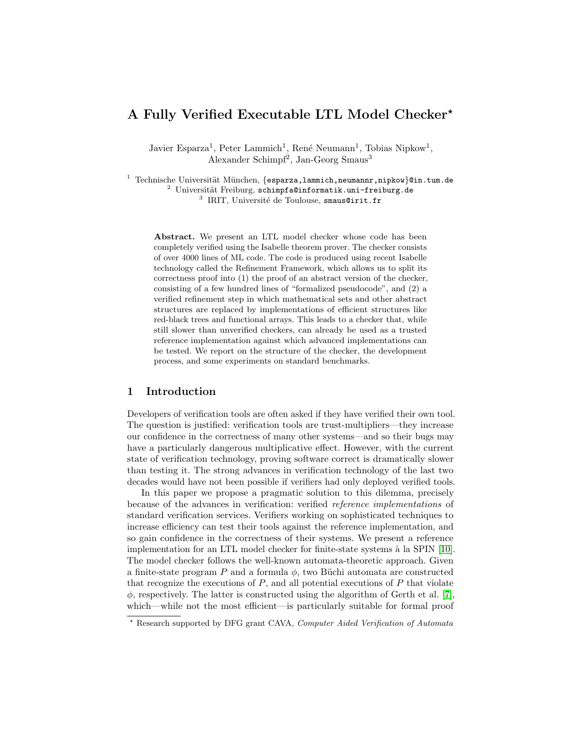# A Fully Verified Executable LTL Model Checker*

Javier Esparza[1], Peter Lammich[1], René Neumann[1], Tobias Nipkow[1], Alexander Schimpf[2], Jan-Georg Smaus[3]

[1] Technische Universität München, {esparza,lammich,neumannr,nipkow}@in.tum.de
[2] Universität Freiburg, schimpfa@informatik.uni-freiburg.de
[3] IRIT, Université de Toulouse, smaus@irit.fr

**Abstract.** We present an LTL model checker whose code has been completely verified using the Isabelle theorem prover. The checker consists of over 4000 lines of ML code. The code is produced using recent Isabelle technology called the Refinement Framework, which allows us to split its correctness proof into (1) the proof of an abstract version of the checker, consisting of a few hundred lines of "formalized pseudocode", and (2) a verified refinement step in which mathematical sets and other abstract structures are replaced by implementations of efficient structures like red-black trees and functional arrays. This leads to a checker that, while still slower than unverified checkers, can already be used as a trusted reference implementation against which advanced implementations can be tested. We report on the structure of the checker, the development process, and some experiments on standard benchmarks.

## 1 Introduction

Developers of verification tools are often asked if they have verified their own tool. The question is justified: verification tools are trust-multipliers—they increase our confidence in the correctness of many other systems—and so their bugs may have a particularly dangerous multiplicative effect. However, with the current state of verification technology, proving software correct is dramatically slower than testing it. The strong advances in verification technology of the last two decades would have not been possible if verifiers had only deployed verified tools.

In this paper we propose a pragmatic solution to this dilemma, precisely because of the advances in verification: verified *reference implementations* of standard verification services. Verifiers working on sophisticated techniques to increase efficiency can test their tools against the reference implementation, and so gain confidence in the correctness of their systems. We present a reference implementation for an LTL model checker for finite-state systems à la SPIN [10]. The model checker follows the well-known automata-theoretic approach. Given a finite-state program $P$ and a formula $\phi$, two Büchi automata are constructed that recognize the executions of $P$, and all potential executions of $P$ that violate $\phi$, respectively. The latter is constructed using the algorithm of Gerth et al. [7], which—while not the most efficient—is particularly suitable for formal proof

* Research supported by DFG grant CAVA, *Computer Aided Verification of Automata*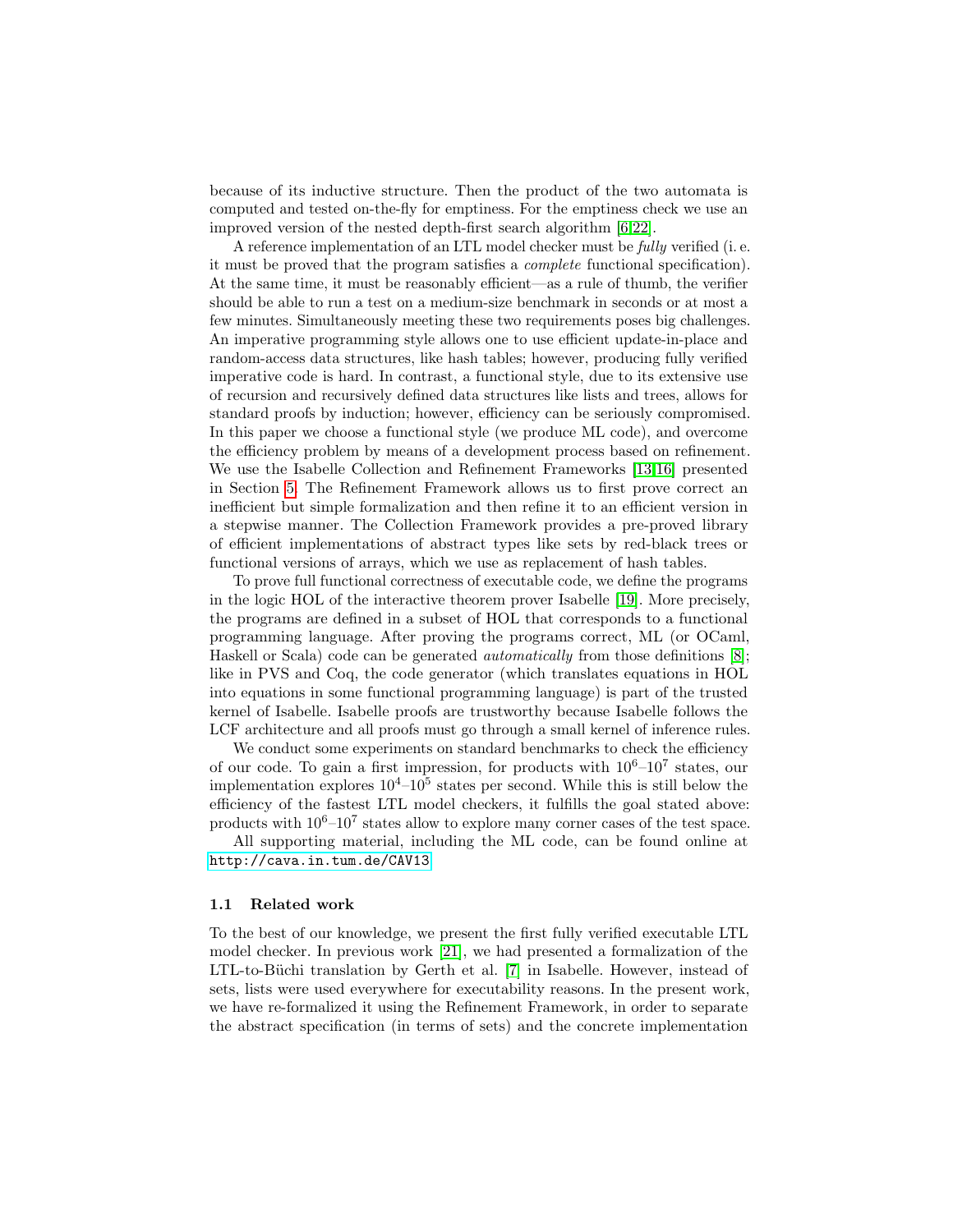because of its inductive structure. Then the product of the two automata is computed and tested on-the-fly for emptiness. For the emptiness check we use an improved version of the nested depth-first search algorithm [6,22].

A reference implementation of an LTL model checker must be *fully* verified (i. e. it must be proved that the program satisfies a *complete* functional specification). At the same time, it must be reasonably efficient—as a rule of thumb, the verifier should be able to run a test on a medium-size benchmark in seconds or at most a few minutes. Simultaneously meeting these two requirements poses big challenges. An imperative programming style allows one to use efficient update-in-place and random-access data structures, like hash tables; however, producing fully verified imperative code is hard. In contrast, a functional style, due to its extensive use of recursion and recursively defined data structures like lists and trees, allows for standard proofs by induction; however, efficiency can be seriously compromised. In this paper we choose a functional style (we produce ML code), and overcome the efficiency problem by means of a development process based on refinement. We use the Isabelle Collection and Refinement Frameworks [13,16] presented in Section 5. The Refinement Framework allows us to first prove correct an inefficient but simple formalization and then refine it to an efficient version in a stepwise manner. The Collection Framework provides a pre-proved library of efficient implementations of abstract types like sets by red-black trees or functional versions of arrays, which we use as replacement of hash tables.

To prove full functional correctness of executable code, we define the programs in the logic HOL of the interactive theorem prover Isabelle [19]. More precisely, the programs are defined in a subset of HOL that corresponds to a functional programming language. After proving the programs correct, ML (or OCaml, Haskell or Scala) code can be generated *automatically* from those definitions [8]; like in PVS and Coq, the code generator (which translates equations in HOL into equations in some functional programming language) is part of the trusted kernel of Isabelle. Isabelle proofs are trustworthy because Isabelle follows the LCF architecture and all proofs must go through a small kernel of inference rules.

We conduct some experiments on standard benchmarks to check the efficiency of our code. To gain a first impression, for products with $10^6$–$10^7$ states, our implementation explores $10^4$–$10^5$ states per second. While this is still below the efficiency of the fastest LTL model checkers, it fulfills the goal stated above: products with $10^6$–$10^7$ states allow to explore many corner cases of the test space.

All supporting material, including the ML code, can be found online at http://cava.in.tum.de/CAV13.

### 1.1 Related work

To the best of our knowledge, we present the first fully verified executable LTL model checker. In previous work [21], we had presented a formalization of the LTL-to-Büchi translation by Gerth et al. [7] in Isabelle. However, instead of sets, lists were used everywhere for executability reasons. In the present work, we have re-formalized it using the Refinement Framework, in order to separate the abstract specification (in terms of sets) and the concrete implementation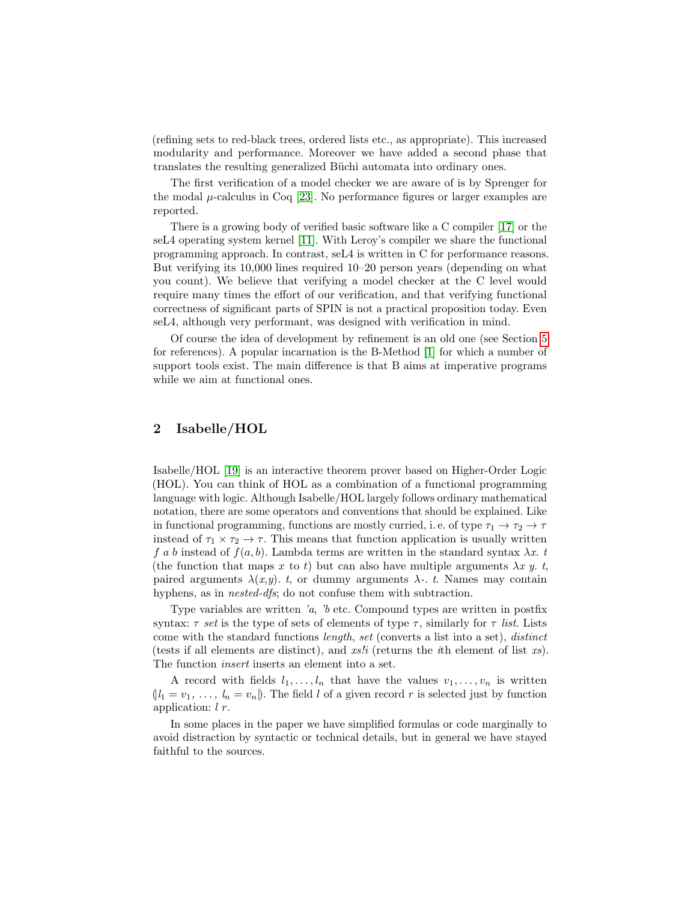(refining sets to red-black trees, ordered lists etc., as appropriate). This increased modularity and performance. Moreover we have added a second phase that translates the resulting generalized Büchi automata into ordinary ones.

The first verification of a model checker we are aware of is by Sprenger for the modal $\mu$-calculus in Coq [23]. No performance figures or larger examples are reported.

There is a growing body of verified basic software like a C compiler [17] or the seL4 operating system kernel [11]. With Leroy's compiler we share the functional programming approach. In contrast, seL4 is written in C for performance reasons. But verifying its 10,000 lines required 10–20 person years (depending on what you count). We believe that verifying a model checker at the C level would require many times the effort of our verification, and that verifying functional correctness of significant parts of SPIN is not a practical proposition today. Even seL4, although very performant, was designed with verification in mind.

Of course the idea of development by refinement is an old one (see Section 5 for references). A popular incarnation is the B-Method [1] for which a number of support tools exist. The main difference is that B aims at imperative programs while we aim at functional ones.

## 2 Isabelle/HOL

Isabelle/HOL [19] is an interactive theorem prover based on Higher-Order Logic (HOL). You can think of HOL as a combination of a functional programming language with logic. Although Isabelle/HOL largely follows ordinary mathematical notation, there are some operators and conventions that should be explained. Like in functional programming, functions are mostly curried, i. e. of type $\tau_1 \to \tau_2 \to \tau$ instead of $\tau_1 \times \tau_2 \to \tau$. This means that function application is usually written $f\ a\ b$ instead of $f(a, b)$. Lambda terms are written in the standard syntax $\lambda x.\ t$ (the function that maps $x$ to $t$) but can also have multiple arguments $\lambda x\ y.\ t$, paired arguments $\lambda(x,y).\ t$, or dummy arguments $\lambda$-. $t$. Names may contain hyphens, as in *nested-dfs*; do not confuse them with subtraction.

Type variables are written *'a*, *'b* etc. Compound types are written in postfix syntax: $\tau$ *set* is the type of sets of elements of type $\tau$, similarly for $\tau$ *list*. Lists come with the standard functions *length*, *set* (converts a list into a set), *distinct* (tests if all elements are distinct), and *xs!i* (returns the *i*th element of list *xs*). The function *insert* inserts an element into a set.

A record with fields $l_1, \ldots, l_n$ that have the values $v_1, \ldots, v_n$ is written $(\!| l_1 = v_1,\ \ldots,\ l_n = v_n |\!)$. The field $l$ of a given record $r$ is selected just by function application: $l\ r$.

In some places in the paper we have simplified formulas or code marginally to avoid distraction by syntactic or technical details, but in general we have stayed faithful to the sources.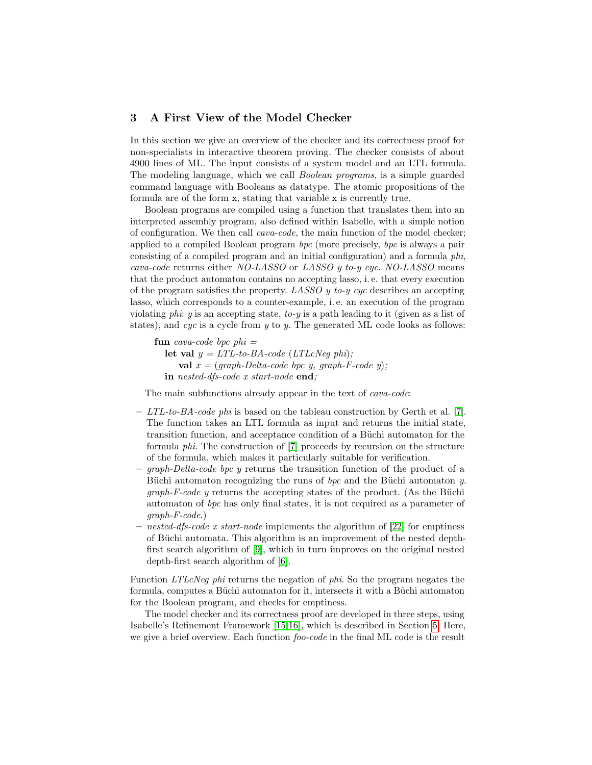## 3 A First View of the Model Checker

In this section we give an overview of the checker and its correctness proof for non-specialists in interactive theorem proving. The checker consists of about 4900 lines of ML. The input consists of a system model and an LTL formula. The modeling language, which we call *Boolean programs*, is a simple guarded command language with Booleans as datatype. The atomic propositions of the formula are of the form `x`, stating that variable `x` is currently true.

Boolean programs are compiled using a function that translates them into an interpreted assembly program, also defined within Isabelle, with a simple notion of configuration. We then call *cava-code*, the main function of the model checker; applied to a compiled Boolean program *bpc* (more precisely, *bpc* is always a pair consisting of a compiled program and an initial configuration) and a formula *phi*, *cava-code* returns either *NO-LASSO* or *LASSO y to-y cyc*. *NO-LASSO* means that the product automaton contains no accepting lasso, i. e. that every execution of the program satisfies the property. *LASSO y to-y cyc* describes an accepting lasso, which corresponds to a counter-example, i. e. an execution of the program violating *phi*: *y* is an accepting state, *to-y* is a path leading to it (given as a list of states), and *cyc* is a cycle from *y* to *y*. The generated ML code looks as follows:

```
fun cava-code bpc phi =
  let val y = LTL-to-BA-code (LTLcNeg phi);
      val x = (graph-Delta-code bpc y, graph-F-code y);
  in nested-dfs-code x start-node end;
```

The main subfunctions already appear in the text of *cava-code*:

- *LTL-to-BA-code phi* is based on the tableau construction by Gerth et al. [7]. The function takes an LTL formula as input and returns the initial state, transition function, and acceptance condition of a Büchi automaton for the formula *phi*. The construction of [7] proceeds by recursion on the structure of the formula, which makes it particularly suitable for verification.
- *graph-Delta-code bpc y* returns the transition function of the product of a Büchi automaton recognizing the runs of *bpc* and the Büchi automaton *y*. *graph-F-code y* returns the accepting states of the product. (As the Büchi automaton of *bpc* has only final states, it is not required as a parameter of *graph-F-code*.)
- *nested-dfs-code x start-node* implements the algorithm of [22] for emptiness of Büchi automata. This algorithm is an improvement of the nested depth-first search algorithm of [9], which in turn improves on the original nested depth-first search algorithm of [6].

Function *LTLcNeg phi* returns the negation of *phi*. So the program negates the formula, computes a Büchi automaton for it, intersects it with a Büchi automaton for the Boolean program, and checks for emptiness.

The model checker and its correctness proof are developed in three steps, using Isabelle's Refinement Framework [15,16], which is described in Section 5. Here, we give a brief overview. Each function *foo-code* in the final ML code is the result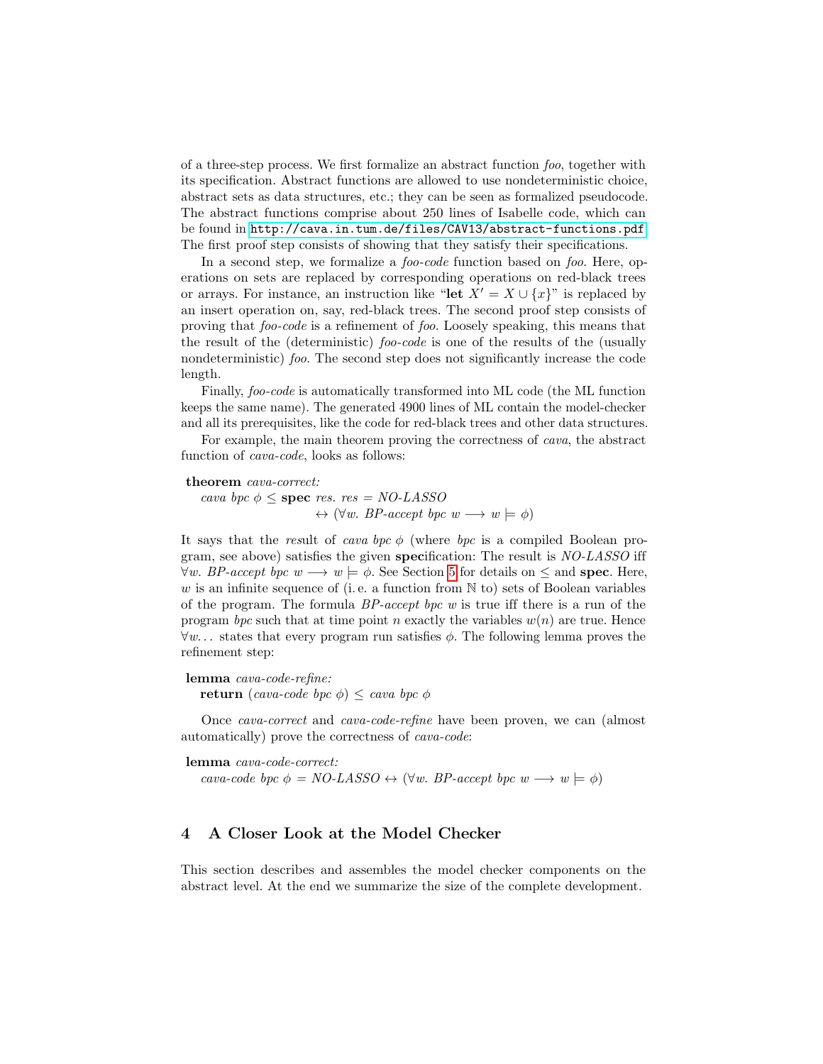of a three-step process. We first formalize an abstract function *foo*, together with its specification. Abstract functions are allowed to use nondeterministic choice, abstract sets as data structures, etc.; they can be seen as formalized pseudocode. The abstract functions comprise about 250 lines of Isabelle code, which can be found in `http://cava.in.tum.de/files/CAV13/abstract-functions.pdf`. The first proof step consists of showing that they satisfy their specifications.

In a second step, we formalize a *foo-code* function based on *foo*. Here, operations on sets are replaced by corresponding operations on red-black trees or arrays. For instance, an instruction like "**let** $X' = X \cup \{x\}$" is replaced by an insert operation on, say, red-black trees. The second proof step consists of proving that *foo-code* is a refinement of *foo*. Loosely speaking, this means that the result of the (deterministic) *foo-code* is one of the results of the (usually nondeterministic) *foo*. The second step does not significantly increase the code length.

Finally, *foo-code* is automatically transformed into ML code (the ML function keeps the same name). The generated 4900 lines of ML contain the model-checker and all its prerequisites, like the code for red-black trees and other data structures.

For example, the main theorem proving the correctness of *cava*, the abstract function of *cava-code*, looks as follows:

**theorem** *cava-correct:*
  *cava bpc* $\phi \leq$ **spec** *res. res = NO-LASSO*
    $\leftrightarrow (\forall w.$ *BP-accept bpc w* $\longrightarrow w \models \phi)$

It says that the *res*ult of *cava bpc* $\phi$ (where *bpc* is a compiled Boolean program, see above) satisfies the given **spec**ification: The result is *NO-LASSO* iff $\forall w.$ *BP-accept bpc w* $\longrightarrow w \models \phi$. See Section 5 for details on $\leq$ and **spec**. Here, $w$ is an infinite sequence of (i. e. a function from $\mathbb{N}$ to) sets of Boolean variables of the program. The formula *BP-accept bpc w* is true iff there is a run of the program *bpc* such that at time point $n$ exactly the variables $w(n)$ are true. Hence $\forall w\ldots$ states that every program run satisfies $\phi$. The following lemma proves the refinement step:

**lemma** *cava-code-refine:*
  **return** (*cava-code bpc* $\phi$) $\leq$ *cava bpc* $\phi$

Once *cava-correct* and *cava-code-refine* have been proven, we can (almost automatically) prove the correctness of *cava-code*:

**lemma** *cava-code-correct:*
  *cava-code bpc* $\phi$ = *NO-LASSO* $\leftrightarrow (\forall w.$ *BP-accept bpc w* $\longrightarrow w \models \phi)$

## 4 A Closer Look at the Model Checker

This section describes and assembles the model checker components on the abstract level. At the end we summarize the size of the complete development.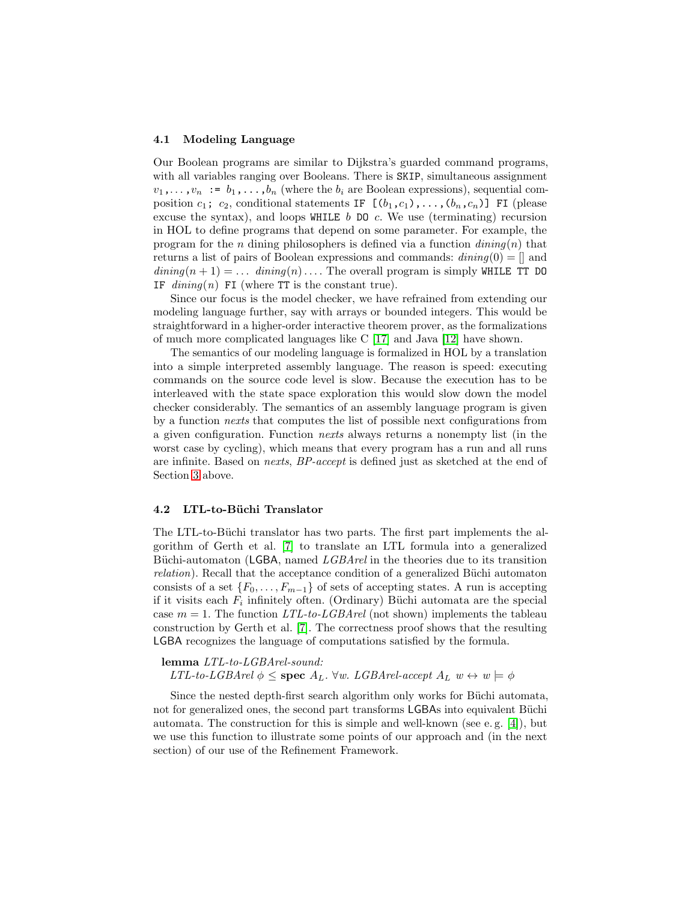### 4.1 Modeling Language

Our Boolean programs are similar to Dijkstra's guarded command programs, with all variables ranging over Booleans. There is `SKIP`, simultaneous assignment $v_1, \ldots, v_n$ `:=` $b_1, \ldots, b_n$ (where the $b_i$ are Boolean expressions), sequential composition $c_1$`;` $c_2$, conditional statements `IF [(`$b_1$`,`$c_1$`),...,(`$b_n$`,`$c_n$`)] FI` (please excuse the syntax), and loops `WHILE` $b$ `DO` $c$. We use (terminating) recursion in HOL to define programs that depend on some parameter. For example, the program for the $n$ dining philosophers is defined via a function $dining(n)$ that returns a list of pairs of Boolean expressions and commands: $dining(0) = []$ and $dining(n+1) = \ldots\ dining(n) \ldots$. The overall program is simply `WHILE TT DO IF` $dining(n)$ `FI` (where `TT` is the constant true).

Since our focus is the model checker, we have refrained from extending our modeling language further, say with arrays or bounded integers. This would be straightforward in a higher-order interactive theorem prover, as the formalizations of much more complicated languages like C [17] and Java [12] have shown.

The semantics of our modeling language is formalized in HOL by a translation into a simple interpreted assembly language. The reason is speed: executing commands on the source code level is slow. Because the execution has to be interleaved with the state space exploration this would slow down the model checker considerably. The semantics of an assembly language program is given by a function *nexts* that computes the list of possible next configurations from a given configuration. Function *nexts* always returns a nonempty list (in the worst case by cycling), which means that every program has a run and all runs are infinite. Based on *nexts*, *BP-accept* is defined just as sketched at the end of Section 3 above.

### 4.2 LTL-to-Büchi Translator

The LTL-to-Büchi translator has two parts. The first part implements the algorithm of Gerth et al. [7] to translate an LTL formula into a generalized Büchi-automaton (LGBA, named *LGBArel* in the theories due to its transition *relation*). Recall that the acceptance condition of a generalized Büchi automaton consists of a set $\{F_0, \ldots, F_{m-1}\}$ of sets of accepting states. A run is accepting if it visits each $F_i$ infinitely often. (Ordinary) Büchi automata are the special case $m = 1$. The function *LTL-to-LGBArel* (not shown) implements the tableau construction by Gerth et al. [7]. The correctness proof shows that the resulting LGBA recognizes the language of computations satisfied by the formula.

**lemma** *LTL-to-LGBArel-sound:*
$LTL\text{-}to\text{-}LGBArel\ \phi \leq \textbf{spec}\ A_L.\ \forall w.\ LGBArel\text{-}accept\ A_L\ w \leftrightarrow w \models \phi$

Since the nested depth-first search algorithm only works for Büchi automata, not for generalized ones, the second part transforms LGBAs into equivalent Büchi automata. The construction for this is simple and well-known (see e.g. [4]), but we use this function to illustrate some points of our approach and (in the next section) of our use of the Refinement Framework.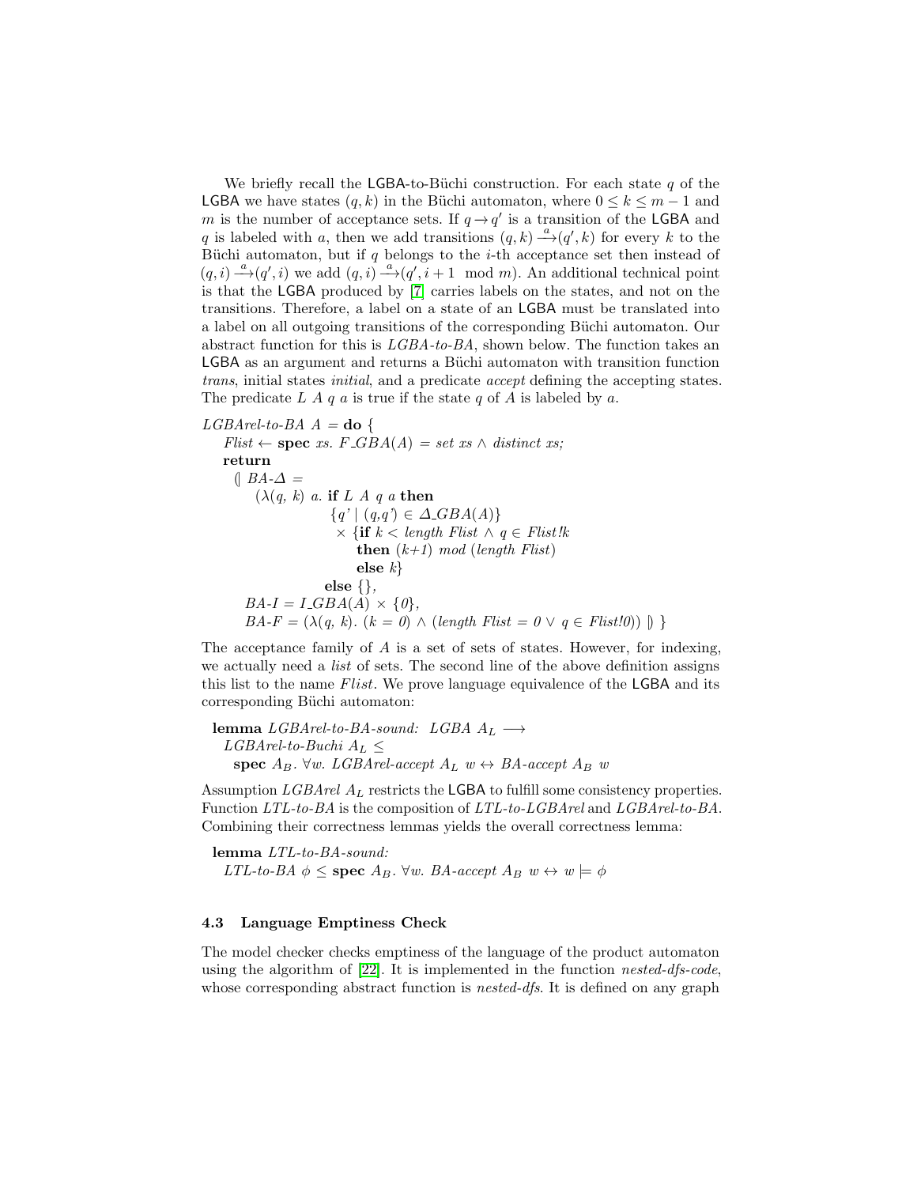We briefly recall the LGBA-to-Büchi construction. For each state $q$ of the LGBA we have states $(q, k)$ in the Büchi automaton, where $0 \leq k \leq m-1$ and $m$ is the number of acceptance sets. If $q \rightarrow q'$ is a transition of the LGBA and $q$ is labeled with $a$, then we add transitions $(q, k) \xrightarrow{a} (q', k)$ for every $k$ to the Büchi automaton, but if $q$ belongs to the $i$-th acceptance set then instead of $(q, i) \xrightarrow{a} (q', i)$ we add $(q, i) \xrightarrow{a} (q', i+1 \mod m)$. An additional technical point is that the LGBA produced by [7] carries labels on the states, and not on the transitions. Therefore, a label on a state of an LGBA must be translated into a label on all outgoing transitions of the corresponding Büchi automaton. Our abstract function for this is *LGBA-to-BA*, shown below. The function takes an LGBA as an argument and returns a Büchi automaton with transition function *trans*, initial states *initial*, and a predicate *accept* defining the accepting states. The predicate *L A q a* is true if the state *q* of *A* is labeled by *a*.

```
LGBArel-to-BA A = do {
  Flist ← spec xs. F_GBA(A) = set xs ∧ distinct xs;
  return
    (| BA-Δ =
        (λ(q, k) a. if L A q a then
                     {q' | (q,q') ∈ Δ_GBA(A)}
                      × {if k < length Flist ∧ q ∈ Flist!k
                          then (k+1) mod (length Flist)
                          else k}
                    else {},
      BA-I = I_GBA(A) × {0},
      BA-F = (λ(q, k). (k = 0) ∧ (length Flist = 0 ∨ q ∈ Flist!0)) |) }
```

The acceptance family of $A$ is a set of sets of states. However, for indexing, we actually need a *list* of sets. The second line of the above definition assigns this list to the name *Flist*. We prove language equivalence of the LGBA and its corresponding Büchi automaton:

```
lemma LGBArel-to-BA-sound: LGBA A_L ⟶
  LGBArel-to-Buchi A_L ≤
    spec A_B. ∀w. LGBArel-accept A_L w ↔ BA-accept A_B w
```

Assumption *LGBArel* $A_L$ restricts the LGBA to fulfill some consistency properties. Function *LTL-to-BA* is the composition of *LTL-to-LGBArel* and *LGBArel-to-BA*. Combining their correctness lemmas yields the overall correctness lemma:

```
lemma LTL-to-BA-sound:
  LTL-to-BA φ ≤ spec A_B. ∀w. BA-accept A_B w ↔ w ⊨ φ
```

### 4.3 Language Emptiness Check

The model checker checks emptiness of the language of the product automaton using the algorithm of [22]. It is implemented in the function *nested-dfs-code*, whose corresponding abstract function is *nested-dfs*. It is defined on any graph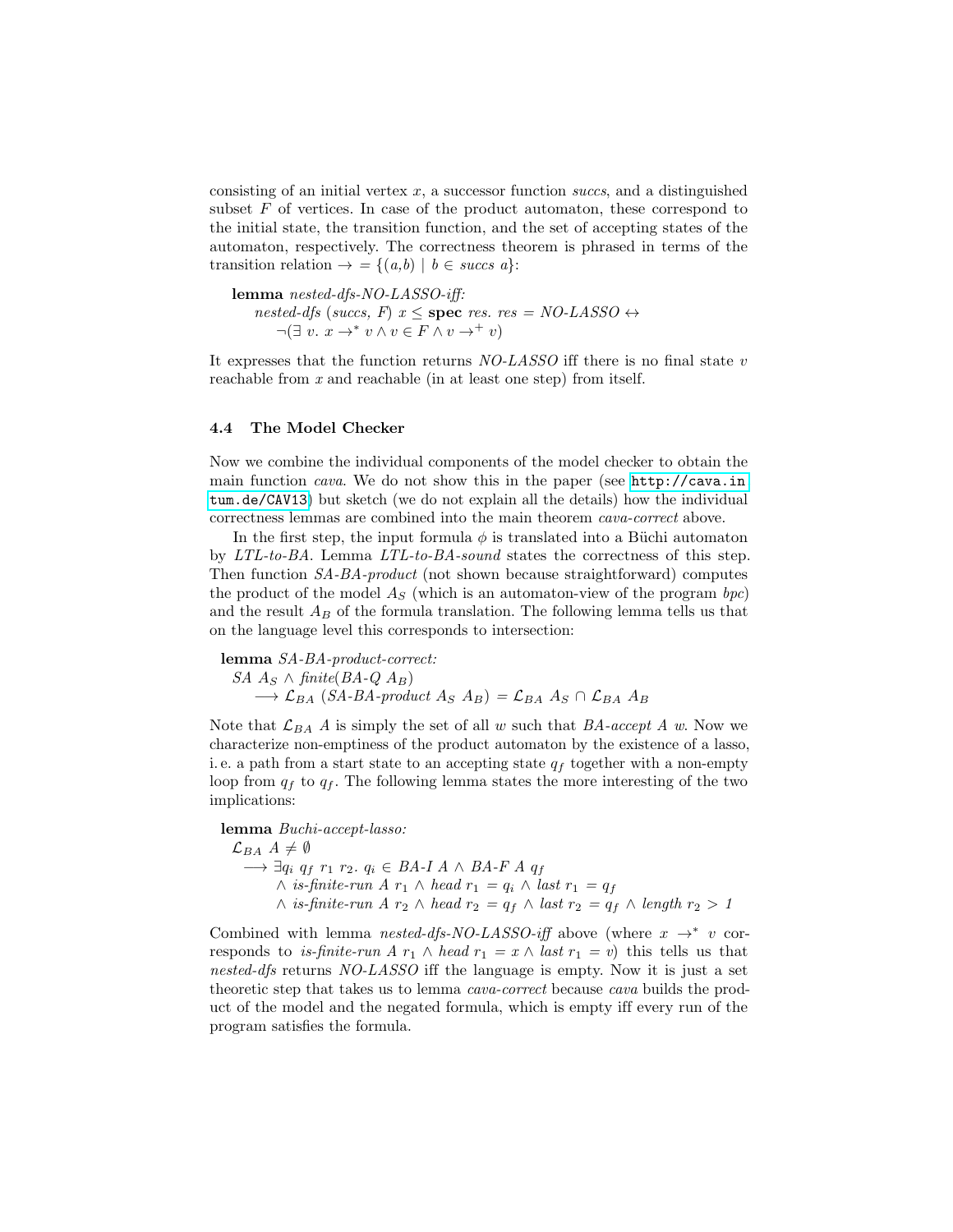consisting of an initial vertex $x$, a successor function *succs*, and a distinguished subset $F$ of vertices. In case of the product automaton, these correspond to the initial state, the transition function, and the set of accepting states of the automaton, respectively. The correctness theorem is phrased in terms of the transition relation $\rightarrow\, = \{(a,b) \mid b \in \textit{succs}\ a\}$:

**lemma** *nested-dfs-NO-LASSO-iff:*
$\quad$ *nested-dfs* (*succs, F*) $x \leq$ **spec** *res. res* = *NO-LASSO* $\leftrightarrow$
$\quad\quad \neg(\exists\ v.\ x \rightarrow^* v \wedge v \in F \wedge v \rightarrow^+ v)$

It expresses that the function returns *NO-LASSO* iff there is no final state $v$ reachable from $x$ and reachable (in at least one step) from itself.

### 4.4 The Model Checker

Now we combine the individual components of the model checker to obtain the main function *cava*. We do not show this in the paper (see http://cava.in.tum.de/CAV13) but sketch (we do not explain all the details) how the individual correctness lemmas are combined into the main theorem *cava-correct* above.

In the first step, the input formula $\phi$ is translated into a Büchi automaton by *LTL-to-BA*. Lemma *LTL-to-BA-sound* states the correctness of this step. Then function *SA-BA-product* (not shown because straightforward) computes the product of the model $A_S$ (which is an automaton-view of the program *bpc*) and the result $A_B$ of the formula translation. The following lemma tells us that on the language level this corresponds to intersection:

**lemma** *SA-BA-product-correct:*
$\quad$ *SA* $A_S \wedge$ *finite*(*BA-Q* $A_B$)
$\quad\quad \longrightarrow \mathcal{L}_{BA}$ (*SA-BA-product* $A_S$ $A_B$) $= \mathcal{L}_{BA}\ A_S \cap \mathcal{L}_{BA}\ A_B$

Note that $\mathcal{L}_{BA}\ A$ is simply the set of all $w$ such that *BA-accept* $A$ $w$. Now we characterize non-emptiness of the product automaton by the existence of a lasso, i.e. a path from a start state to an accepting state $q_f$ together with a non-empty loop from $q_f$ to $q_f$. The following lemma states the more interesting of the two implications:

**lemma** *Buchi-accept-lasso:*
$\quad \mathcal{L}_{BA}\ A \neq \emptyset$
$\quad\quad \longrightarrow \exists q_i\ q_f\ r_1\ r_2.\ q_i \in$ *BA-I* $A \wedge$ *BA-F* $A$ $q_f$
$\quad\quad\quad \wedge$ *is-finite-run* $A$ $r_1 \wedge$ *head* $r_1 = q_i \wedge$ *last* $r_1 = q_f$
$\quad\quad\quad \wedge$ *is-finite-run* $A$ $r_2 \wedge$ *head* $r_2 = q_f \wedge$ *last* $r_2 = q_f \wedge$ *length* $r_2 > 1$

Combined with lemma *nested-dfs-NO-LASSO-iff* above (where $x \rightarrow^* v$ corresponds to *is-finite-run* $A$ $r_1 \wedge$ *head* $r_1 = x \wedge$ *last* $r_1 = v$) this tells us that *nested-dfs* returns *NO-LASSO* iff the language is empty. Now it is just a set theoretic step that takes us to lemma *cava-correct* because *cava* builds the product of the model and the negated formula, which is empty iff every run of the program satisfies the formula.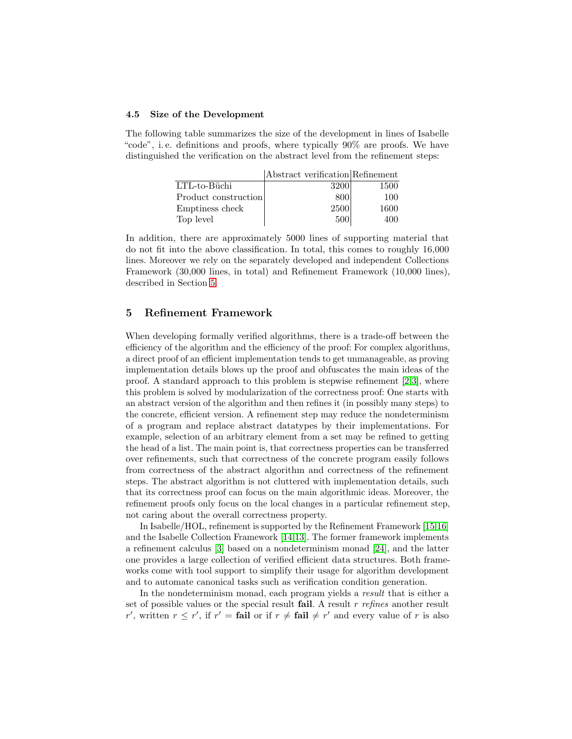### 4.5 Size of the Development

The following table summarizes the size of the development in lines of Isabelle "code", i. e. definitions and proofs, where typically 90% are proofs. We have distinguished the verification on the abstract level from the refinement steps:

| | Abstract verification | Refinement |
|---|---|---|
| LTL-to-Büchi | 3200 | 1500 |
| Product construction | 800 | 100 |
| Emptiness check | 2500 | 1600 |
| Top level | 500 | 400 |

In addition, there are approximately 5000 lines of supporting material that do not fit into the above classification. In total, this comes to roughly 16,000 lines. Moreover we rely on the separately developed and independent Collections Framework (30,000 lines, in total) and Refinement Framework (10,000 lines), described in Section 5.

## 5 Refinement Framework

When developing formally verified algorithms, there is a trade-off between the efficiency of the algorithm and the efficiency of the proof: For complex algorithms, a direct proof of an efficient implementation tends to get unmanageable, as proving implementation details blows up the proof and obfuscates the main ideas of the proof. A standard approach to this problem is stepwise refinement [2,3], where this problem is solved by modularization of the correctness proof: One starts with an abstract version of the algorithm and then refines it (in possibly many steps) to the concrete, efficient version. A refinement step may reduce the nondeterminism of a program and replace abstract datatypes by their implementations. For example, selection of an arbitrary element from a set may be refined to getting the head of a list. The main point is, that correctness properties can be transferred over refinements, such that correctness of the concrete program easily follows from correctness of the abstract algorithm and correctness of the refinement steps. The abstract algorithm is not cluttered with implementation details, such that its correctness proof can focus on the main algorithmic ideas. Moreover, the refinement proofs only focus on the local changes in a particular refinement step, not caring about the overall correctness property.

In Isabelle/HOL, refinement is supported by the Refinement Framework [15,16] and the Isabelle Collection Framework [14,13]. The former framework implements a refinement calculus [3] based on a nondeterminism monad [24], and the latter one provides a large collection of verified efficient data structures. Both frameworks come with tool support to simplify their usage for algorithm development and to automate canonical tasks such as verification condition generation.

In the nondeterminism monad, each program yields a *result* that is either a set of possible values or the special result **fail**. A result $r$ *refines* another result $r'$, written $r \leq r'$, if $r' = \textbf{fail}$ or if $r \neq \textbf{fail} \neq r'$ and every value of $r$ is also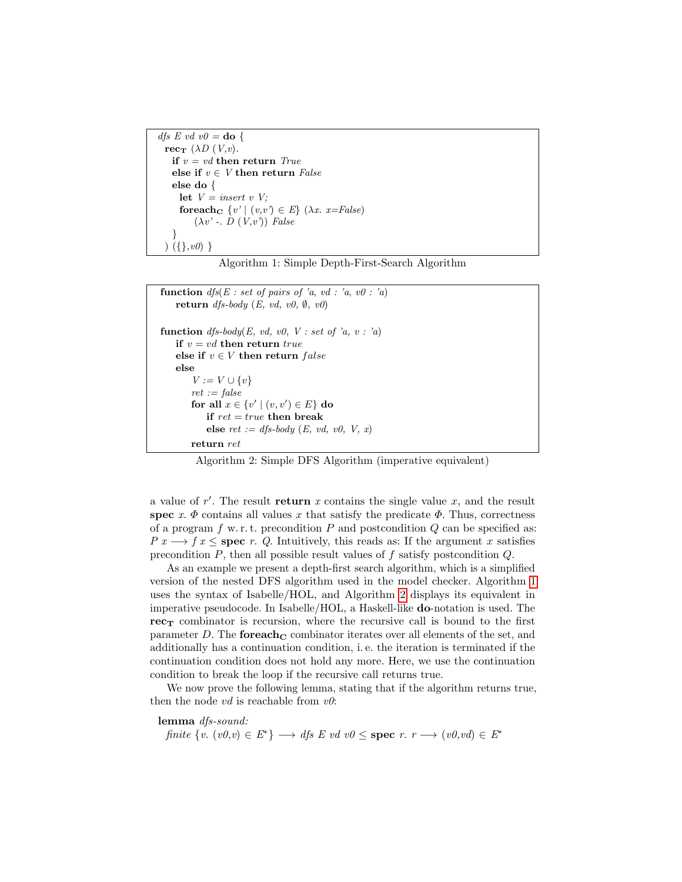```
dfs E vd v0 = do {
  recT (λD (V,v).
    if v = vd then return True
    else if v ∈ V then return False
    else do {
      let V = insert v V;
      foreachC {v' | (v,v') ∈ E} (λx. x=False)
          (λv' -. D (V,v')) False
    }
  ) ({},v0) }
```

Algorithm 1: Simple Depth-First-Search Algorithm

```
function dfs(E : set of pairs of 'a, vd : 'a, v0 : 'a)
    return dfs-body (E, vd, v0, ∅, v0)

function dfs-body(E, vd, v0, V : set of 'a, v : 'a)
    if v = vd then return true
    else if v ∈ V then return false
    else
        V := V ∪ {v}
        ret := false
        for all x ∈ {v' | (v, v') ∈ E} do
            if ret = true then break
            else ret := dfs-body (E, vd, v0, V, x)
        return ret
```

Algorithm 2: Simple DFS Algorithm (imperative equivalent)

a value of $r'$. The result **return** $x$ contains the single value $x$, and the result **spec** $x.\ \Phi$ contains all values $x$ that satisfy the predicate $\Phi$. Thus, correctness of a program $f$ w. r. t. precondition $P$ and postcondition $Q$ can be specified as: $P\ x \longrightarrow f\ x \leq$ **spec** $r.\ Q$. Intuitively, this reads as: If the argument $x$ satisfies precondition $P$, then all possible result values of $f$ satisfy postcondition $Q$.

As an example we present a depth-first search algorithm, which is a simplified version of the nested DFS algorithm used in the model checker. Algorithm 1 uses the syntax of Isabelle/HOL, and Algorithm 2 displays its equivalent in imperative pseudocode. In Isabelle/HOL, a Haskell-like **do**-notation is used. The $\mathbf{rec_T}$ combinator is recursion, where the recursive call is bound to the first parameter $D$. The $\mathbf{foreach_C}$ combinator iterates over all elements of the set, and additionally has a continuation condition, i. e. the iteration is terminated if the continuation condition does not hold any more. Here, we use the continuation condition to break the loop if the recursive call returns true.

We now prove the following lemma, stating that if the algorithm returns true, then the node *vd* is reachable from *v0*:

**lemma** *dfs-sound:*
$\quad$ *finite* $\{v.\ (v0,v) \in E^*\} \longrightarrow dfs\ E\ vd\ v0 \leq$ **spec** $r.\ r \longrightarrow (v0,vd) \in E^*$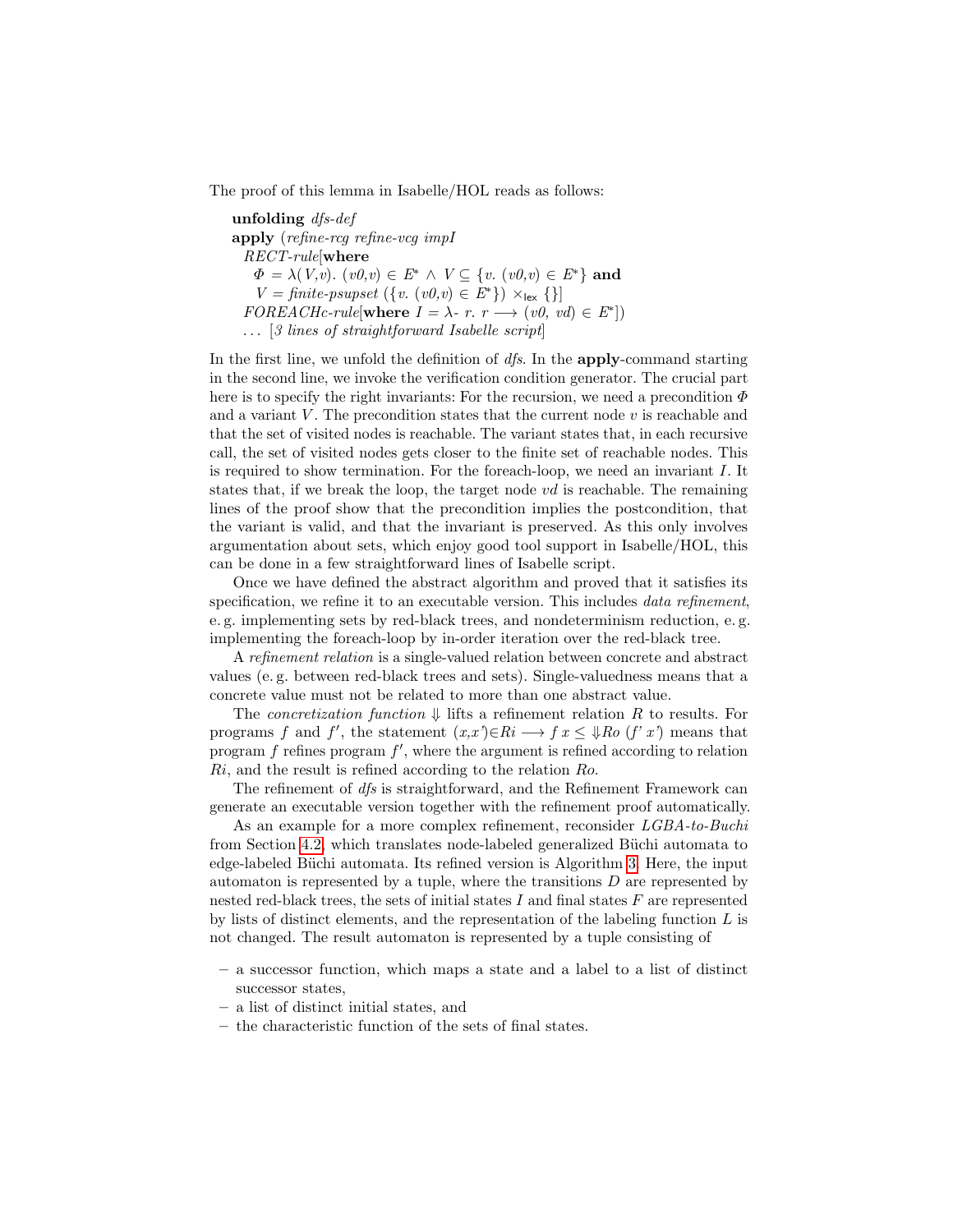The proof of this lemma in Isabelle/HOL reads as follows:

```
unfolding dfs-def
apply (refine-rcg refine-vcg impI
  RECT-rule[where
    Φ = λ(V,v). (v0,v) ∈ E* ∧ V ⊆ {v. (v0,v) ∈ E*} and
    V = finite-psupset ({v. (v0,v) ∈ E*}) ×lex {}]
  FOREACHc-rule[where I = λ- r. r ⟶ (v0, vd) ∈ E*])
  ... [3 lines of straightforward Isabelle script]
```

In the first line, we unfold the definition of *dfs*. In the **apply**-command starting in the second line, we invoke the verification condition generator. The crucial part here is to specify the right invariants: For the recursion, we need a precondition $\Phi$ and a variant $V$. The precondition states that the current node $v$ is reachable and that the set of visited nodes is reachable. The variant states that, in each recursive call, the set of visited nodes gets closer to the finite set of reachable nodes. This is required to show termination. For the foreach-loop, we need an invariant $I$. It states that, if we break the loop, the target node $vd$ is reachable. The remaining lines of the proof show that the precondition implies the postcondition, that the variant is valid, and that the invariant is preserved. As this only involves argumentation about sets, which enjoy good tool support in Isabelle/HOL, this can be done in a few straightforward lines of Isabelle script.

Once we have defined the abstract algorithm and proved that it satisfies its specification, we refine it to an executable version. This includes *data refinement*, e. g. implementing sets by red-black trees, and nondeterminism reduction, e. g. implementing the foreach-loop by in-order iteration over the red-black tree.

A *refinement relation* is a single-valued relation between concrete and abstract values (e. g. between red-black trees and sets). Single-valuedness means that a concrete value must not be related to more than one abstract value.

The *concretization function* $\Downarrow$ lifts a refinement relation $R$ to results. For programs $f$ and $f'$, the statement $(x,x') \in Ri \longrightarrow f\ x \leq \Downarrow Ro\ (f'\ x')$ means that program $f$ refines program $f'$, where the argument is refined according to relation $Ri$, and the result is refined according to the relation $Ro$.

The refinement of *dfs* is straightforward, and the Refinement Framework can generate an executable version together with the refinement proof automatically.

As an example for a more complex refinement, reconsider *LGBA-to-Buchi* from Section 4.2, which translates node-labeled generalized Büchi automata to edge-labeled Büchi automata. Its refined version is Algorithm 3. Here, the input automaton is represented by a tuple, where the transitions $D$ are represented by nested red-black trees, the sets of initial states $I$ and final states $F$ are represented by lists of distinct elements, and the representation of the labeling function $L$ is not changed. The result automaton is represented by a tuple consisting of

- a successor function, which maps a state and a label to a list of distinct successor states,
- a list of distinct initial states, and
- the characteristic function of the sets of final states.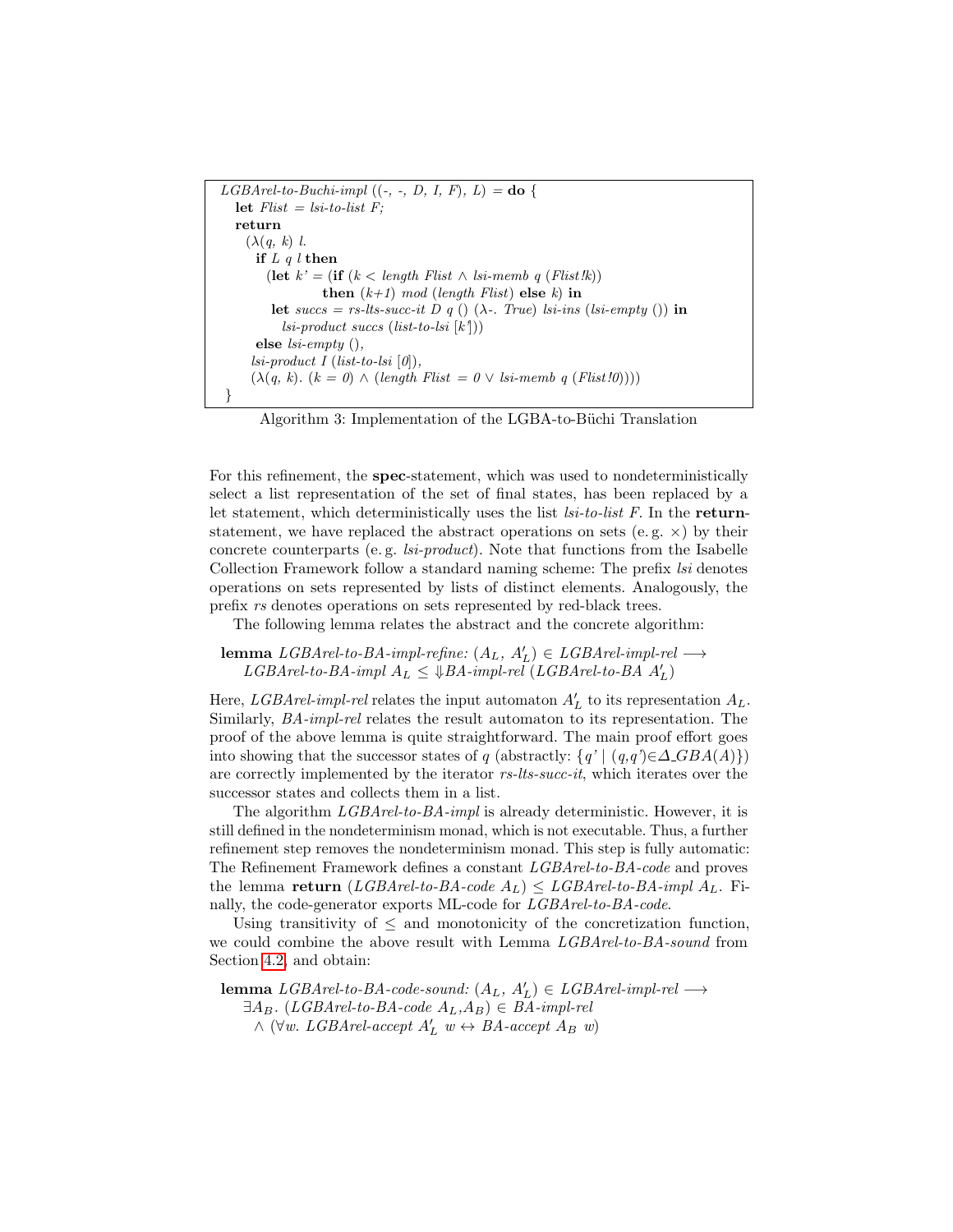```
LGBArel-to-Buchi-impl ((-, -, D, I, F), L) = do {
  let Flist = lsi-to-list F;
  return
    (λ(q, k) l.
      if L q l then
        (let k' = (if (k < length Flist ∧ lsi-memb q (Flist!k))
                   then (k+1) mod (length Flist) else k) in
         let succs = rs-lts-succ-it D q () (λ-. True) lsi-ins (lsi-empty ()) in
           lsi-product succs (list-to-lsi [k']))
      else lsi-empty (),
     lsi-product I (list-to-lsi [0]),
     (λ(q, k). (k = 0) ∧ (length Flist = 0 ∨ lsi-memb q (Flist!0))))
}
```

Algorithm 3: Implementation of the LGBA-to-Büchi Translation

For this refinement, the **spec**-statement, which was used to nondeterministically select a list representation of the set of final states, has been replaced by a let statement, which deterministically uses the list *lsi-to-list F*. In the **return**-statement, we have replaced the abstract operations on sets (e. g. $\times$) by their concrete counterparts (e. g. *lsi-product*). Note that functions from the Isabelle Collection Framework follow a standard naming scheme: The prefix *lsi* denotes operations on sets represented by lists of distinct elements. Analogously, the prefix *rs* denotes operations on sets represented by red-black trees.

The following lemma relates the abstract and the concrete algorithm:

**lemma** *LGBArel-to-BA-impl-refine:* $(A_L,\ A'_L) \in$ *LGBArel-impl-rel* $\longrightarrow$
*LGBArel-to-BA-impl* $A_L \leq \Downarrow$*BA-impl-rel* (*LGBArel-to-BA* $A'_L$)

Here, *LGBArel-impl-rel* relates the input automaton $A'_L$ to its representation $A_L$. Similarly, *BA-impl-rel* relates the result automaton to its representation. The proof of the above lemma is quite straightforward. The main proof effort goes into showing that the successor states of $q$ (abstractly: $\{q' \mid (q,q') \in \Delta\_GBA(A)\}$) are correctly implemented by the iterator *rs-lts-succ-it*, which iterates over the successor states and collects them in a list.

The algorithm *LGBArel-to-BA-impl* is already deterministic. However, it is still defined in the nondeterminism monad, which is not executable. Thus, a further refinement step removes the nondeterminism monad. This step is fully automatic: The Refinement Framework defines a constant *LGBArel-to-BA-code* and proves the lemma **return** (*LGBArel-to-BA-code* $A_L$) $\leq$ *LGBArel-to-BA-impl* $A_L$. Finally, the code-generator exports ML-code for *LGBArel-to-BA-code*.

Using transitivity of $\leq$ and monotonicity of the concretization function, we could combine the above result with Lemma *LGBArel-to-BA-sound* from Section 4.2, and obtain:

**lemma** *LGBArel-to-BA-code-sound:* $(A_L,\ A'_L) \in$ *LGBArel-impl-rel* $\longrightarrow$
$\exists A_B$. (*LGBArel-to-BA-code* $A_L, A_B$) $\in$ *BA-impl-rel*
$\wedge$ ($\forall w$. *LGBArel-accept* $A'_L$ $w \leftrightarrow$ *BA-accept* $A_B$ $w$)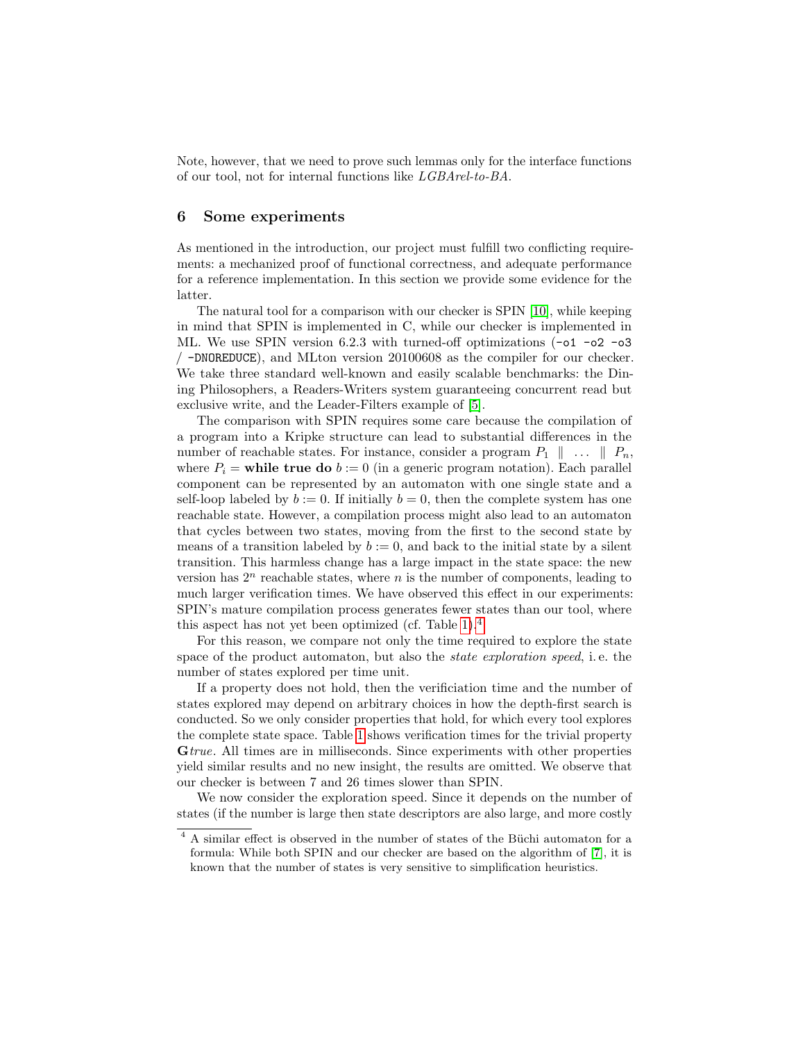Note, however, that we need to prove such lemmas only for the interface functions of our tool, not for internal functions like *LGBArel-to-BA*.

## 6 Some experiments

As mentioned in the introduction, our project must fulfill two conflicting requirements: a mechanized proof of functional correctness, and adequate performance for a reference implementation. In this section we provide some evidence for the latter.

The natural tool for a comparison with our checker is SPIN [10], while keeping in mind that SPIN is implemented in C, while our checker is implemented in ML. We use SPIN version 6.2.3 with turned-off optimizations (`-o1 -o2 -o3` / `-DNOREDUCE`), and MLton version 20100608 as the compiler for our checker. We take three standard well-known and easily scalable benchmarks: the Dining Philosophers, a Readers-Writers system guaranteeing concurrent read but exclusive write, and the Leader-Filters example of [5].

The comparison with SPIN requires some care because the compilation of a program into a Kripke structure can lead to substantial differences in the number of reachable states. For instance, consider a program $P_1 \parallel \ldots \parallel P_n$, where $P_i =$ **while true do** $b := 0$ (in a generic program notation). Each parallel component can be represented by an automaton with one single state and a self-loop labeled by $b := 0$. If initially $b = 0$, then the complete system has one reachable state. However, a compilation process might also lead to an automaton that cycles between two states, moving from the first to the second state by means of a transition labeled by $b := 0$, and back to the initial state by a silent transition. This harmless change has a large impact in the state space: the new version has $2^n$ reachable states, where $n$ is the number of components, leading to much larger verification times. We have observed this effect in our experiments: SPIN's mature compilation process generates fewer states than our tool, where this aspect has not yet been optimized (cf. Table 1).[4]

For this reason, we compare not only the time required to explore the state space of the product automaton, but also the *state exploration speed*, i. e. the number of states explored per time unit.

If a property does not hold, then the verificiation time and the number of states explored may depend on arbitrary choices in how the depth-first search is conducted. So we only consider properties that hold, for which every tool explores the complete state space. Table 1 shows verification times for the trivial property $\mathbf{G}\,\mathit{true}$. All times are in milliseconds. Since experiments with other properties yield similar results and no new insight, the results are omitted. We observe that our checker is between 7 and 26 times slower than SPIN.

We now consider the exploration speed. Since it depends on the number of states (if the number is large then state descriptors are also large, and more costly

[4] A similar effect is observed in the number of states of the Büchi automaton for a formula: While both SPIN and our checker are based on the algorithm of [7], it is known that the number of states is very sensitive to simplification heuristics.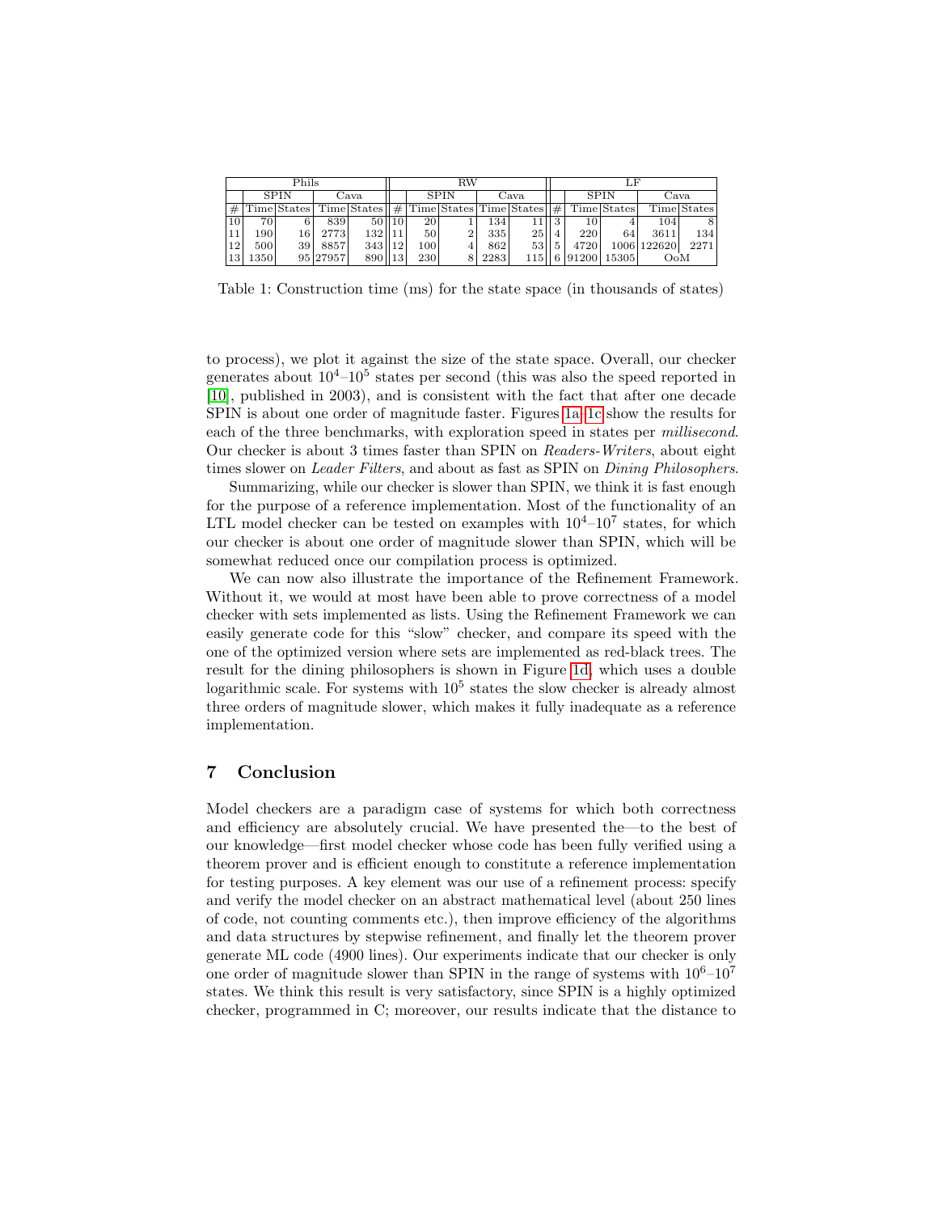| Phils | | | | | RW | | | | | LF | | | | |
|---|---|---|---|---|---|---|---|---|---|---|---|---|---|---|
| | SPIN | | Cava | | | SPIN | | Cava | | | SPIN | | Cava | |
| # | Time | States | Time | States | # | Time | States | Time | States | # | Time | States | Time | States |
| 10 | 70 | 6 | 839 | 50 | 10 | 20 | 1 | 134 | 11 | 3 | 10 | 4 | 104 | 8 |
| 11 | 190 | 16 | 2773 | 132 | 11 | 50 | 2 | 335 | 25 | 4 | 220 | 64 | 3611 | 134 |
| 12 | 500 | 39 | 8857 | 343 | 12 | 100 | 4 | 862 | 53 | 5 | 4720 | 1006 | 122620 | 2271 |
| 13 | 1350 | 95 | 27957 | 890 | 13 | 230 | 8 | 2283 | 115 | 6 | 91200 | 15305 | OoM | |

Table 1: Construction time (ms) for the state space (in thousands of states)

to process), we plot it against the size of the state space. Overall, our checker generates about $10^4$–$10^5$ states per second (this was also the speed reported in [10], published in 2003), and is consistent with the fact that after one decade SPIN is about one order of magnitude faster. Figures 1a–1c show the results for each of the three benchmarks, with exploration speed in states per *millisecond*. Our checker is about 3 times faster than SPIN on *Readers-Writers*, about eight times slower on *Leader Filters*, and about as fast as SPIN on *Dining Philosophers*.

Summarizing, while our checker is slower than SPIN, we think it is fast enough for the purpose of a reference implementation. Most of the functionality of an LTL model checker can be tested on examples with $10^4$–$10^7$ states, for which our checker is about one order of magnitude slower than SPIN, which will be somewhat reduced once our compilation process is optimized.

We can now also illustrate the importance of the Refinement Framework. Without it, we would at most have been able to prove correctness of a model checker with sets implemented as lists. Using the Refinement Framework we can easily generate code for this "slow" checker, and compare its speed with the one of the optimized version where sets are implemented as red-black trees. The result for the dining philosophers is shown in Figure 1d, which uses a double logarithmic scale. For systems with $10^5$ states the slow checker is already almost three orders of magnitude slower, which makes it fully inadequate as a reference implementation.

## 7 Conclusion

Model checkers are a paradigm case of systems for which both correctness and efficiency are absolutely crucial. We have presented the—to the best of our knowledge—first model checker whose code has been fully verified using a theorem prover and is efficient enough to constitute a reference implementation for testing purposes. A key element was our use of a refinement process: specify and verify the model checker on an abstract mathematical level (about 250 lines of code, not counting comments etc.), then improve efficiency of the algorithms and data structures by stepwise refinement, and finally let the theorem prover generate ML code (4900 lines). Our experiments indicate that our checker is only one order of magnitude slower than SPIN in the range of systems with $10^6$–$10^7$ states. We think this result is very satisfactory, since SPIN is a highly optimized checker, programmed in C; moreover, our results indicate that the distance to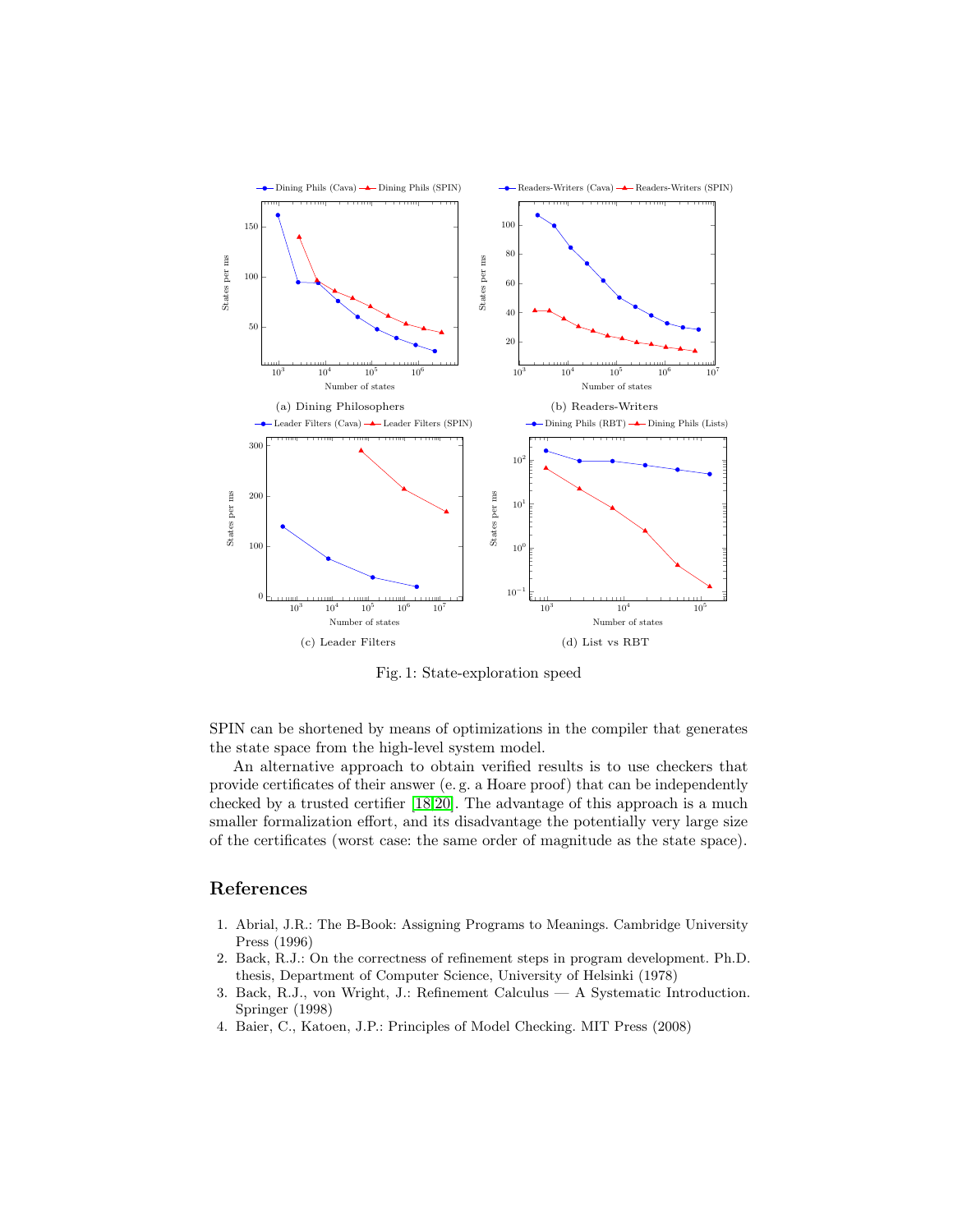(a) Dining Philosophers

(b) Readers-Writers

(c) Leader Filters

(d) List vs RBT

Fig. 1: State-exploration speed

SPIN can be shortened by means of optimizations in the compiler that generates the state space from the high-level system model.

An alternative approach to obtain verified results is to use checkers that provide certificates of their answer (e. g. a Hoare proof) that can be independently checked by a trusted certifier [18,20]. The advantage of this approach is a much smaller formalization effort, and its disadvantage the potentially very large size of the certificates (worst case: the same order of magnitude as the state space).

## References

1. Abrial, J.R.: The B-Book: Assigning Programs to Meanings. Cambridge University Press (1996)
2. Back, R.J.: On the correctness of refinement steps in program development. Ph.D. thesis, Department of Computer Science, University of Helsinki (1978)
3. Back, R.J., von Wright, J.: Refinement Calculus — A Systematic Introduction. Springer (1998)
4. Baier, C., Katoen, J.P.: Principles of Model Checking. MIT Press (2008)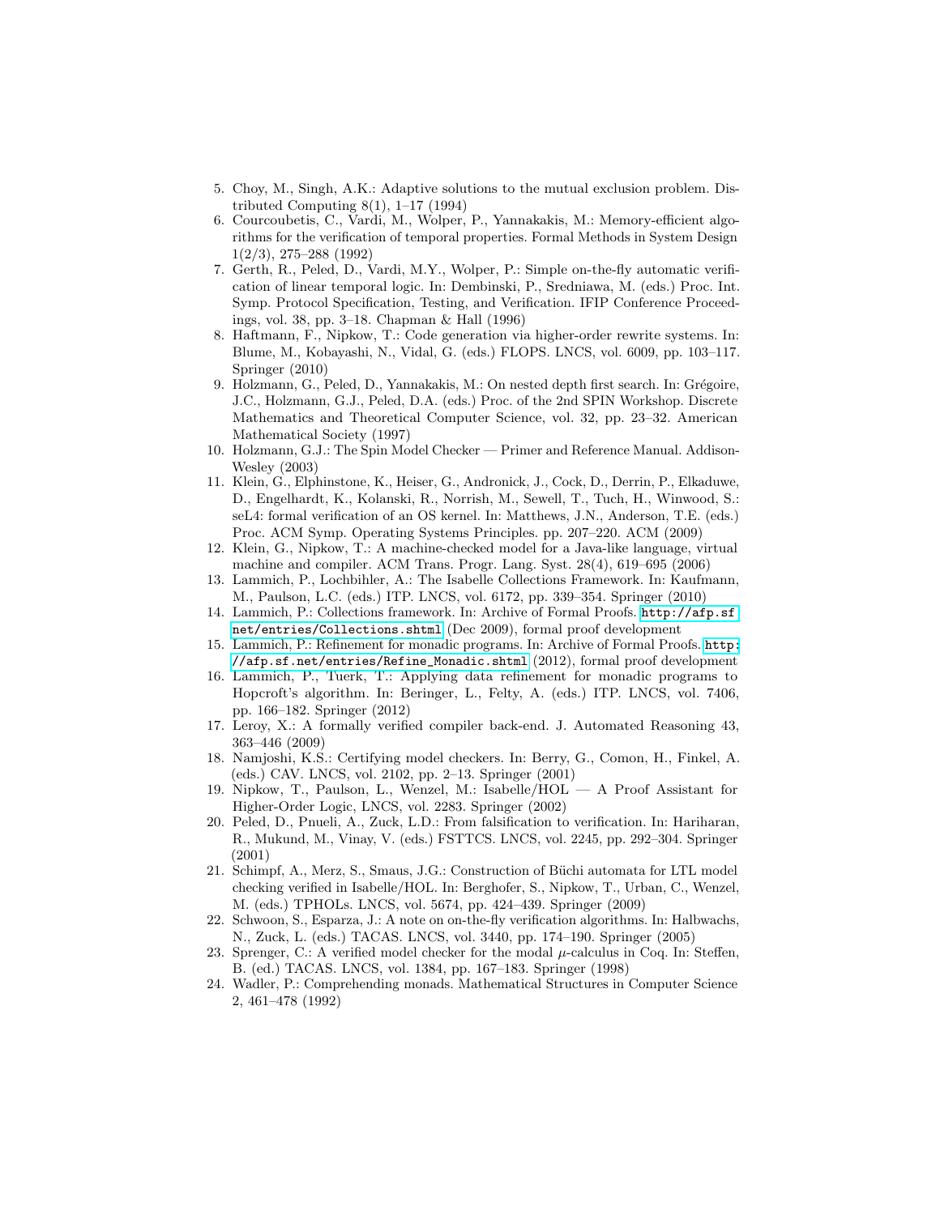5. Choy, M., Singh, A.K.: Adaptive solutions to the mutual exclusion problem. Distributed Computing 8(1), 1–17 (1994)
6. Courcoubetis, C., Vardi, M., Wolper, P., Yannakakis, M.: Memory-efficient algorithms for the verification of temporal properties. Formal Methods in System Design 1(2/3), 275–288 (1992)
7. Gerth, R., Peled, D., Vardi, M.Y., Wolper, P.: Simple on-the-fly automatic verification of linear temporal logic. In: Dembinski, P., Sredniawa, M. (eds.) Proc. Int. Symp. Protocol Specification, Testing, and Verification. IFIP Conference Proceedings, vol. 38, pp. 3–18. Chapman & Hall (1996)
8. Haftmann, F., Nipkow, T.: Code generation via higher-order rewrite systems. In: Blume, M., Kobayashi, N., Vidal, G. (eds.) FLOPS. LNCS, vol. 6009, pp. 103–117. Springer (2010)
9. Holzmann, G., Peled, D., Yannakakis, M.: On nested depth first search. In: Grégoire, J.C., Holzmann, G.J., Peled, D.A. (eds.) Proc. of the 2nd SPIN Workshop. Discrete Mathematics and Theoretical Computer Science, vol. 32, pp. 23–32. American Mathematical Society (1997)
10. Holzmann, G.J.: The Spin Model Checker — Primer and Reference Manual. Addison-Wesley (2003)
11. Klein, G., Elphinstone, K., Heiser, G., Andronick, J., Cock, D., Derrin, P., Elkaduwe, D., Engelhardt, K., Kolanski, R., Norrish, M., Sewell, T., Tuch, H., Winwood, S.: seL4: formal verification of an OS kernel. In: Matthews, J.N., Anderson, T.E. (eds.) Proc. ACM Symp. Operating Systems Principles. pp. 207–220. ACM (2009)
12. Klein, G., Nipkow, T.: A machine-checked model for a Java-like language, virtual machine and compiler. ACM Trans. Progr. Lang. Syst. 28(4), 619–695 (2006)
13. Lammich, P., Lochbihler, A.: The Isabelle Collections Framework. In: Kaufmann, M., Paulson, L.C. (eds.) ITP. LNCS, vol. 6172, pp. 339–354. Springer (2010)
14. Lammich, P.: Collections framework. In: Archive of Formal Proofs. `http://afp.sf.net/entries/Collections.shtml` (Dec 2009), formal proof development
15. Lammich, P.: Refinement for monadic programs. In: Archive of Formal Proofs. `http://afp.sf.net/entries/Refine_Monadic.shtml` (2012), formal proof development
16. Lammich, P., Tuerk, T.: Applying data refinement for monadic programs to Hopcroft's algorithm. In: Beringer, L., Felty, A. (eds.) ITP. LNCS, vol. 7406, pp. 166–182. Springer (2012)
17. Leroy, X.: A formally verified compiler back-end. J. Automated Reasoning 43, 363–446 (2009)
18. Namjoshi, K.S.: Certifying model checkers. In: Berry, G., Comon, H., Finkel, A. (eds.) CAV. LNCS, vol. 2102, pp. 2–13. Springer (2001)
19. Nipkow, T., Paulson, L., Wenzel, M.: Isabelle/HOL — A Proof Assistant for Higher-Order Logic, LNCS, vol. 2283. Springer (2002)
20. Peled, D., Pnueli, A., Zuck, L.D.: From falsification to verification. In: Hariharan, R., Mukund, M., Vinay, V. (eds.) FSTTCS. LNCS, vol. 2245, pp. 292–304. Springer (2001)
21. Schimpf, A., Merz, S., Smaus, J.G.: Construction of Büchi automata for LTL model checking verified in Isabelle/HOL. In: Berghofer, S., Nipkow, T., Urban, C., Wenzel, M. (eds.) TPHOLs. LNCS, vol. 5674, pp. 424–439. Springer (2009)
22. Schwoon, S., Esparza, J.: A note on on-the-fly verification algorithms. In: Halbwachs, N., Zuck, L. (eds.) TACAS. LNCS, vol. 3440, pp. 174–190. Springer (2005)
23. Sprenger, C.: A verified model checker for the modal $\mu$-calculus in Coq. In: Steffen, B. (ed.) TACAS. LNCS, vol. 1384, pp. 167–183. Springer (1998)
24. Wadler, P.: Comprehending monads. Mathematical Structures in Computer Science 2, 461–478 (1992)